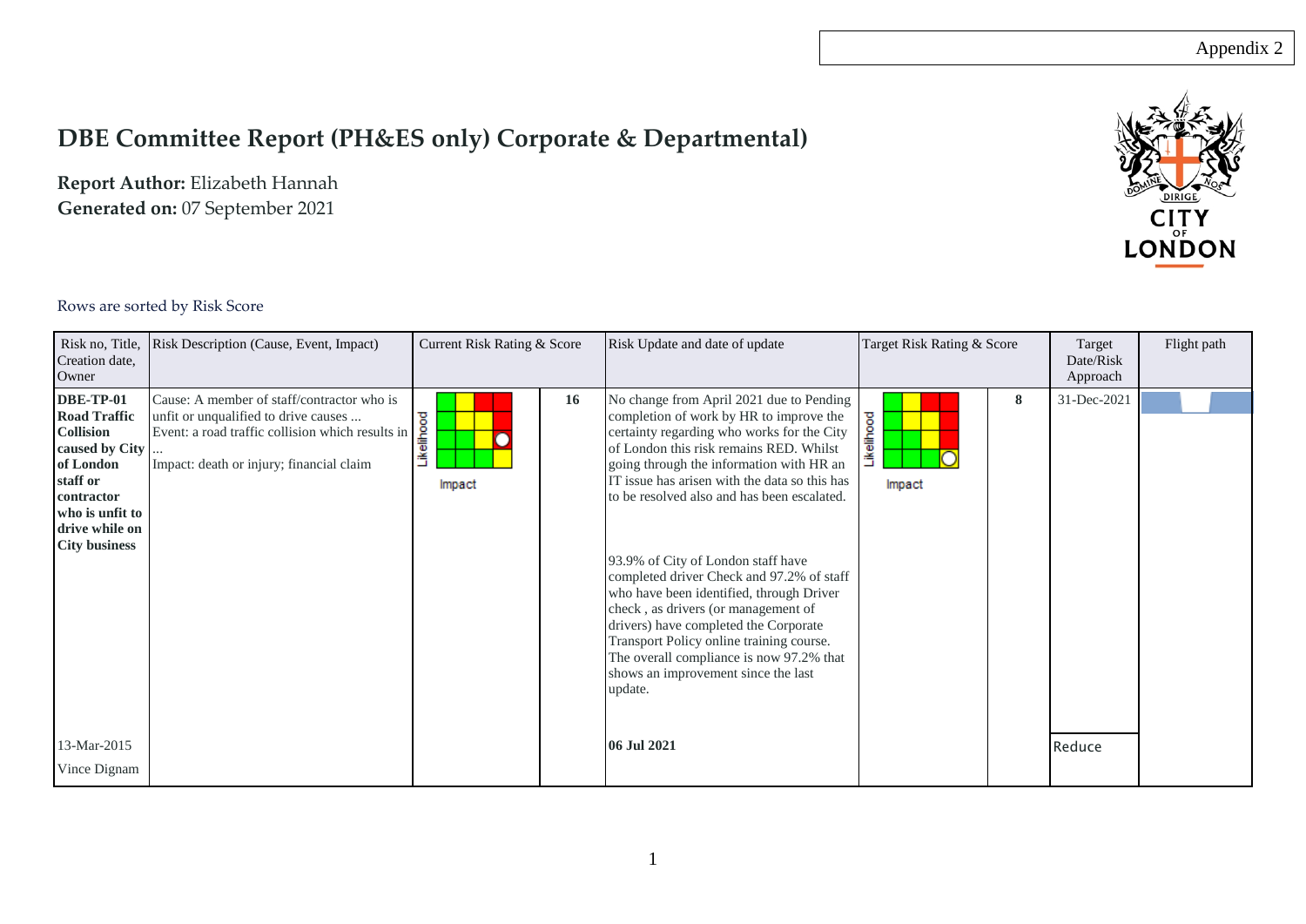Appendix 2

# DBE Committee Report (PH&ES only) Corporate & Departmental)

**Report Author:** Elizabeth Hannah
**Generated on:** 07 September 2021

Rows are sorted by Risk Score

| Risk no, Title, Creation date, Owner | Risk Description (Cause, Event, Impact) | Current Risk Rating & Score | | Risk Update and date of update | Target Risk Rating & Score | | Target Date/Risk Approach | Flight path |
|---|---|---|---|---|---|---|---|---|
| **DBE-TP-01 Road Traffic Collision caused by City of London staff or contractor who is unfit to drive while on City business**<br><br>13-Mar-2015<br><br>Vince Dignam | Cause: A member of staff/contractor who is unfit or unqualified to drive causes ...<br>Event: a road traffic collision which results in ...<br>Impact: death or injury; financial claim | Likelihood / Impact | **16** | No change from April 2021 due to Pending completion of work by HR to improve the certainty regarding who works for the City of London this risk remains RED. Whilst going through the information with HR an IT issue has arisen with the data so this has to be resolved also and has been escalated.<br><br>93.9% of City of London staff have completed driver Check and 97.2% of staff who have been identified, through Driver check , as drivers (or management of drivers) have completed the Corporate Transport Policy online training course. The overall compliance is now 97.2% that shows an improvement since the last update.<br><br>**06 Jul 2021** | Likelihood / Impact | **8** | 31-Dec-2021<br><br>Reduce | |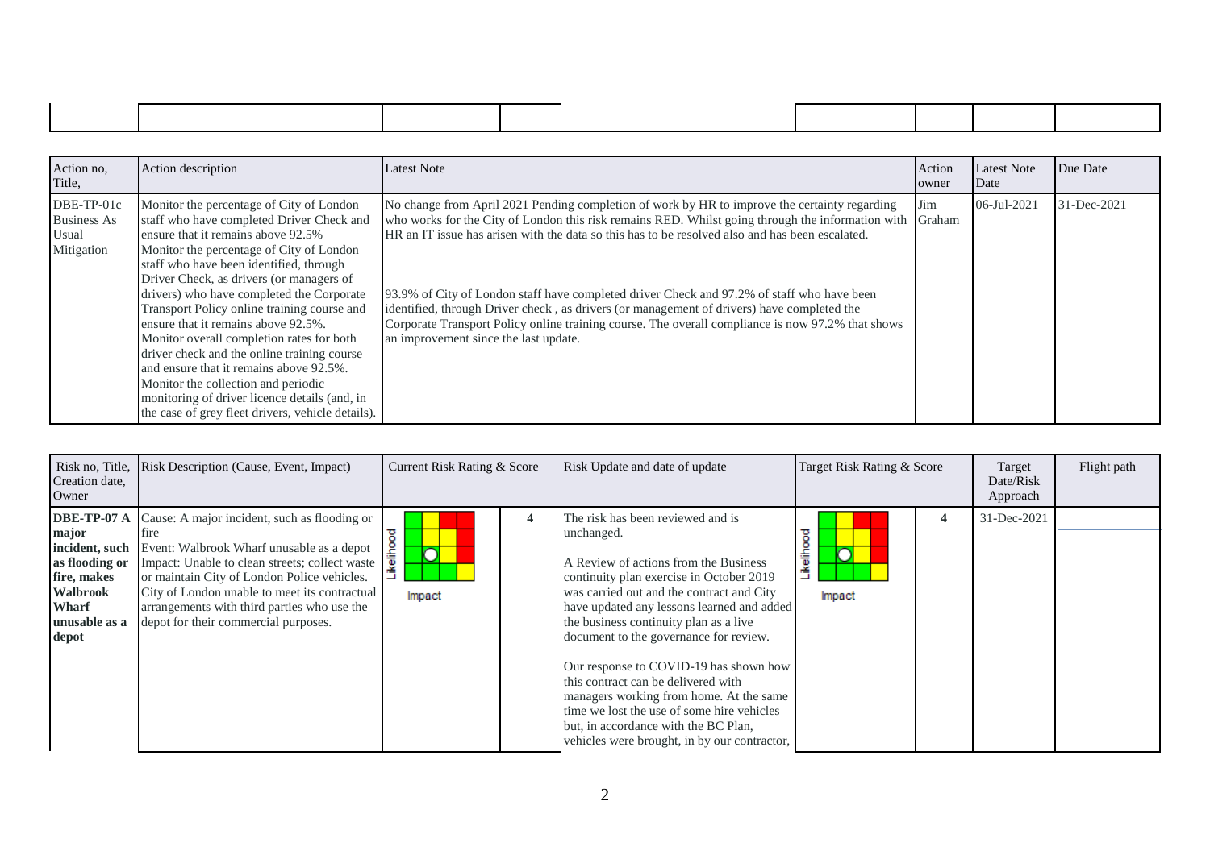| Action no, Title, | Action description | Latest Note | Action owner | Latest Note Date | Due Date |
|---|---|---|---|---|---|
| DBE-TP-01c Business As Usual Mitigation | Monitor the percentage of City of London staff who have completed Driver Check and ensure that it remains above 92.5% Monitor the percentage of City of London staff who have been identified, through Driver Check, as drivers (or managers of drivers) who have completed the Corporate Transport Policy online training course and ensure that it remains above 92.5%. Monitor overall completion rates for both driver check and the online training course and ensure that it remains above 92.5%. Monitor the collection and periodic monitoring of driver licence details (and, in the case of grey fleet drivers, vehicle details). | No change from April 2021 Pending completion of work by HR to improve the certainty regarding who works for the City of London this risk remains RED. Whilst going through the information with HR an IT issue has arisen with the data so this has to be resolved also and has been escalated.<br><br>93.9% of City of London staff have completed driver Check and 97.2% of staff who have been identified, through Driver check , as drivers (or management of drivers) have completed the Corporate Transport Policy online training course. The overall compliance is now 97.2% that shows an improvement since the last update. | Jim Graham | 06-Jul-2021 | 31-Dec-2021 |

| Risk no, Title, Creation date, Owner | Risk Description (Cause, Event, Impact) | Current Risk Rating & Score | | Risk Update and date of update | Target Risk Rating & Score | | Target Date/Risk Approach | Flight path |
|---|---|---|---|---|---|---|---|---|
| **DBE-TP-07 A major incident, such as flooding or fire, makes Walbrook Wharf unusable as a depot** | Cause: A major incident, such as flooding or fire<br>Event: Walbrook Wharf unusable as a depot<br>Impact: Unable to clean streets; collect waste or maintain City of London Police vehicles. City of London unable to meet its contractual arrangements with third parties who use the depot for their commercial purposes. | Likelihood / Impact | 4 | The risk has been reviewed and is unchanged.<br><br>A Review of actions from the Business continuity plan exercise in October 2019 was carried out and the contract and City have updated any lessons learned and added the business continuity plan as a live document to the governance for review.<br><br>Our response to COVID-19 has shown how this contract can be delivered with managers working from home. At the same time we lost the use of some hire vehicles but, in accordance with the BC Plan, vehicles were brought, in by our contractor, | Likelihood / Impact | 4 | 31-Dec-2021 | |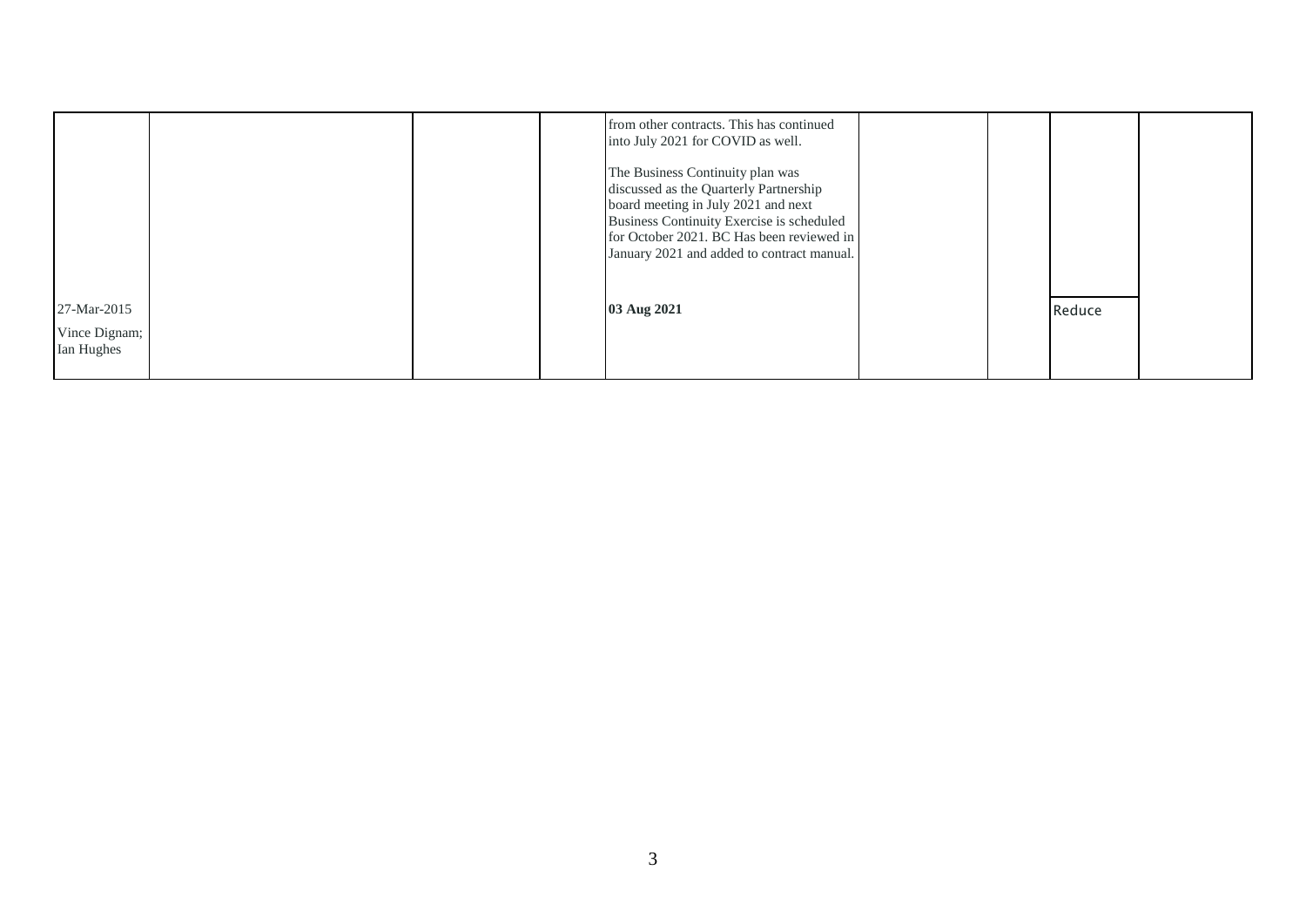|  |  |  |  |  |  |  |  |  |
|---|---|---|---|---|---|---|---|---|
|  |  |  |  | from other contracts. This has continued into July 2021 for COVID as well.<br><br>The Business Continuity plan was discussed as the Quarterly Partnership board meeting in July 2021 and next Business Continuity Exercise is scheduled for October 2021. BC Has been reviewed in January 2021 and added to contract manual. |  |  |  |  |
| 27-Mar-2015<br><br>Vince Dignam; Ian Hughes |  |  |  | **03 Aug 2021** |  |  | Reduce |  |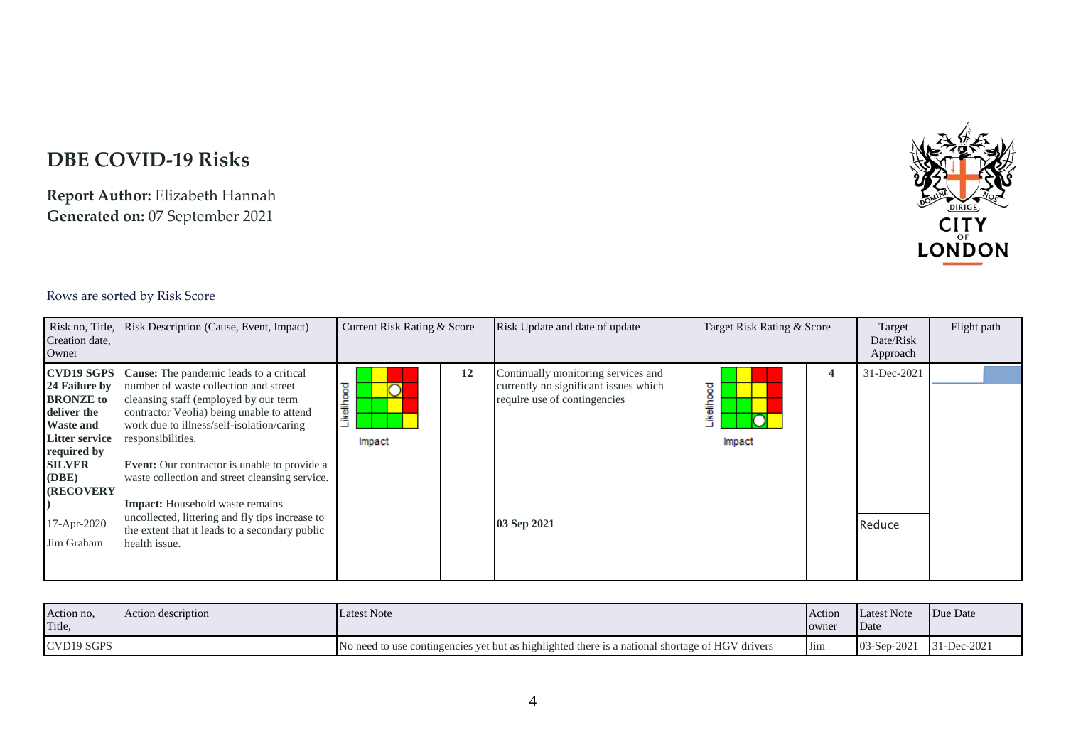# DBE COVID-19 Risks

**Report Author:** Elizabeth Hannah
**Generated on:** 07 September 2021

Rows are sorted by Risk Score

| Risk no, Title, Creation date, Owner | Risk Description (Cause, Event, Impact) | Current Risk Rating & Score | | Risk Update and date of update | Target Risk Rating & Score | | Target Date/Risk Approach | Flight path |
|---|---|---|---|---|---|---|---|---|
| **CVD19 SGPS 24 Failure by BRONZE to deliver the Waste and Litter service required by SILVER (DBE) (RECOVERY)** 17-Apr-2020 Jim Graham | **Cause:** The pandemic leads to a critical number of waste collection and street cleansing staff (employed by our term contractor Veolia) being unable to attend work due to illness/self-isolation/caring responsibilities. **Event:** Our contractor is unable to provide a waste collection and street cleansing service. **Impact:** Household waste remains uncollected, littering and fly tips increase to the extent that it leads to a secondary public health issue. | Likelihood / Impact | 12 | Continually monitoring services and currently no significant issues which require use of contingencies **03 Sep 2021** | Likelihood / Impact | 4 | 31-Dec-2021 Reduce | |

| Action no, Title, | Action description | Latest Note | Action owner | Latest Note Date | Due Date |
|---|---|---|---|---|---|
| CVD19 SGPS | | No need to use contingencies yet but as highlighted there is a national shortage of HGV drivers | Jim | 03-Sep-2021 | 31-Dec-2021 |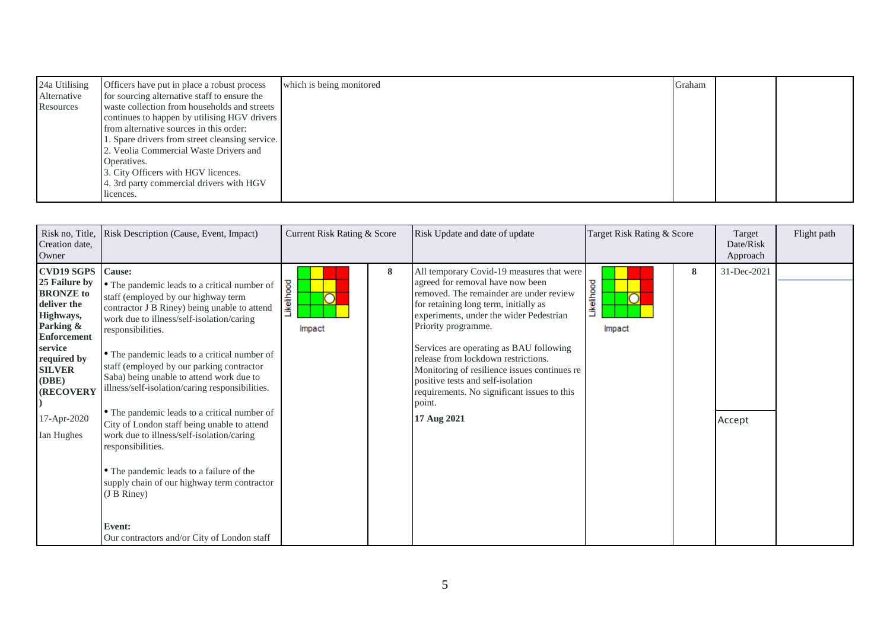| 24a Utilising Alternative Resources | Officers have put in place a robust process for sourcing alternative staff to ensure the waste collection from households and streets continues to happen by utilising HGV drivers from alternative sources in this order:<br>1. Spare drivers from street cleansing service.<br>2. Veolia Commercial Waste Drivers and Operatives.<br>3. City Officers with HGV licences.<br>4. 3rd party commercial drivers with HGV licences. | which is being monitored | Graham | | |
|---|---|---|---|---|---|

| Risk no, Title, Creation date, Owner | Risk Description (Cause, Event, Impact) | Current Risk Rating & Score | | Risk Update and date of update | Target Risk Rating & Score | | Target Date/Risk Approach | Flight path |
|---|---|---|---|---|---|---|---|---|
| **CVD19 SGPS 25 Failure by BRONZE to deliver the Highways, Parking & Enforcement service required by SILVER (DBE) (RECOVERY)**<br><br>17-Apr-2020<br><br>Ian Hughes | **Cause:**<br>• The pandemic leads to a critical number of staff (employed by our highway term contractor J B Riney) being unable to attend work due to illness/self-isolation/caring responsibilities.<br><br>• The pandemic leads to a critical number of staff (employed by our parking contractor Saba) being unable to attend work due to illness/self-isolation/caring responsibilities.<br><br>• The pandemic leads to a critical number of City of London staff being unable to attend work due to illness/self-isolation/caring responsibilities.<br><br>• The pandemic leads to a failure of the supply chain of our highway term contractor (J B Riney)<br><br>**Event:**<br>Our contractors and/or City of London staff | Likelihood / Impact | 8 | All temporary Covid-19 measures that were agreed for removal have now been removed. The remainder are under review for retaining long term, initially as experiments, under the wider Pedestrian Priority programme.<br><br>Services are operating as BAU following release from lockdown restrictions. Monitoring of resilience issues continues re positive tests and self-isolation requirements. No significant issues to this point.<br><br>**17 Aug 2021** | Likelihood / Impact | 8 | 31-Dec-2021<br><br>Accept | |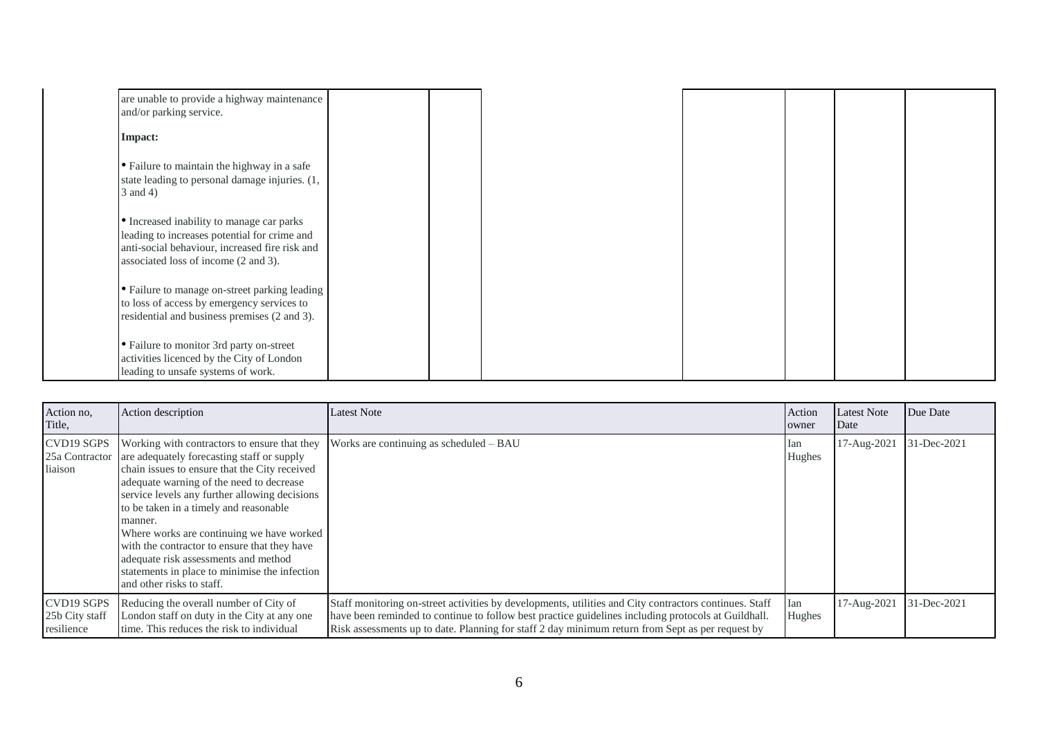| | | | | | | | | |
|---|---|---|---|---|---|---|---|---|
| | are unable to provide a highway maintenance and/or parking service.<br><br>**Impact:**<br><br>• Failure to maintain the highway in a safe state leading to personal damage injuries. (1, 3 and 4)<br><br>• Increased inability to manage car parks leading to increases potential for crime and anti-social behaviour, increased fire risk and associated loss of income (2 and 3).<br><br>• Failure to manage on-street parking leading to loss of access by emergency services to residential and business premises (2 and 3).<br><br>• Failure to monitor 3rd party on-street activities licenced by the City of London leading to unsafe systems of work. | | | | | | | |

| Action no, Title, | Action description | Latest Note | Action owner | Latest Note Date | Due Date |
|---|---|---|---|---|---|
| CVD19 SGPS 25a Contractor liaison | Working with contractors to ensure that they are adequately forecasting staff or supply chain issues to ensure that the City received adequate warning of the need to decrease service levels any further allowing decisions to be taken in a timely and reasonable manner.<br>Where works are continuing we have worked with the contractor to ensure that they have adequate risk assessments and method statements in place to minimise the infection and other risks to staff. | Works are continuing as scheduled – BAU | Ian Hughes | 17-Aug-2021 | 31-Dec-2021 |
| CVD19 SGPS 25b City staff resilience | Reducing the overall number of City of London staff on duty in the City at any one time. This reduces the risk to individual | Staff monitoring on-street activities by developments, utilities and City contractors continues. Staff have been reminded to continue to follow best practice guidelines including protocols at Guildhall. Risk assessments up to date. Planning for staff 2 day minimum return from Sept as per request by | Ian Hughes | 17-Aug-2021 | 31-Dec-2021 |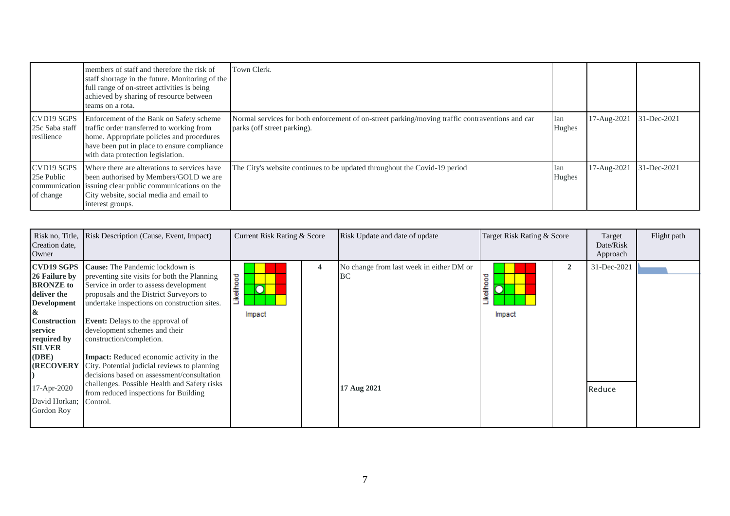| | | | | | |
|---|---|---|---|---|---|
| | members of staff and therefore the risk of staff shortage in the future. Monitoring of the full range of on-street activities is being achieved by sharing of resource between teams on a rota. | Town Clerk. | | | |
| CVD19 SGPS 25c Saba staff resilience | Enforcement of the Bank on Safety scheme traffic order transferred to working from home. Appropriate policies and procedures have been put in place to ensure compliance with data protection legislation. | Normal services for both enforcement of on-street parking/moving traffic contraventions and car parks (off street parking). | Ian Hughes | 17-Aug-2021 | 31-Dec-2021 |
| CVD19 SGPS 25e Public communication of change | Where there are alterations to services have been authorised by Members/GOLD we are issuing clear public communications on the City website, social media and email to interest groups. | The City's website continues to be updated throughout the Covid-19 period | Ian Hughes | 17-Aug-2021 | 31-Dec-2021 |

| Risk no, Title, Creation date, Owner | Risk Description (Cause, Event, Impact) | Current Risk Rating & Score | | Risk Update and date of update | Target Risk Rating & Score | | Target Date/Risk Approach | Flight path |
|---|---|---|---|---|---|---|---|---|
| **CVD19 SGPS 26 Failure by BRONZE to deliver the Development & Construction service required by SILVER (DBE) (RECOVERY)**<br><br>17-Apr-2020<br><br>David Horkan; Gordon Roy | **Cause:** The Pandemic lockdown is preventing site visits for both the Planning Service in order to assess development proposals and the District Surveyors to undertake inspections on construction sites.<br><br>**Event:** Delays to the approval of development schemes and their construction/completion.<br><br>**Impact:** Reduced economic activity in the City. Potential judicial reviews to planning decisions based on assessment/consultation challenges. Possible Health and Safety risks from reduced inspections for Building Control. | Likelihood / Impact | 4 | No change from last week in either DM or BC<br><br>**17 Aug 2021** | Likelihood / Impact | 2 | 31-Dec-2021<br><br>Reduce | |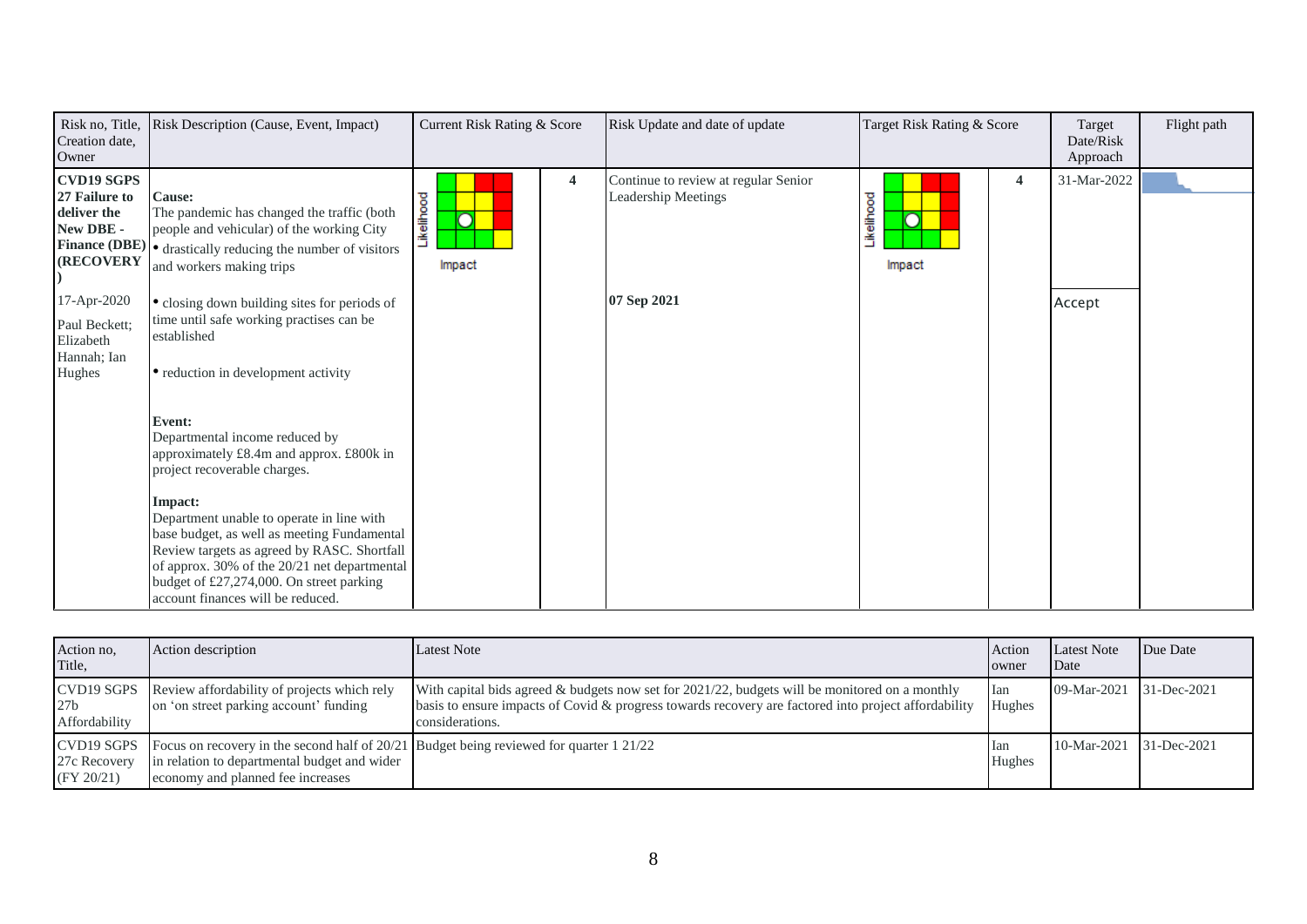| Risk no, Title, Creation date, Owner | Risk Description (Cause, Event, Impact) | Current Risk Rating & Score | | Risk Update and date of update | Target Risk Rating & Score | | Target Date/Risk Approach | Flight path |
|---|---|---|---|---|---|---|---|---|
| **CVD19 SGPS 27 Failure to deliver the New DBE - Finance (DBE) (RECOVERY)**<br><br>17-Apr-2020<br><br>Paul Beckett; Elizabeth Hannah; Ian Hughes | **Cause:**<br>The pandemic has changed the traffic (both people and vehicular) of the working City<br>• drastically reducing the number of visitors and workers making trips<br>• closing down building sites for periods of time until safe working practises can be established<br>• reduction in development activity<br><br>**Event:**<br>Departmental income reduced by approximately £8.4m and approx. £800k in project recoverable charges.<br><br>**Impact:**<br>Department unable to operate in line with base budget, as well as meeting Fundamental Review targets as agreed by RASC. Shortfall of approx. 30% of the 20/21 net departmental budget of £27,274,000. On street parking account finances will be reduced. | Likelihood / Impact | 4 | Continue to review at regular Senior Leadership Meetings<br><br>**07 Sep 2021** | Likelihood / Impact | 4 | 31-Mar-2022<br><br>Accept | |

| Action no, Title, | Action description | Latest Note | Action owner | Latest Note Date | Due Date |
|---|---|---|---|---|---|
| CVD19 SGPS 27b Affordability | Review affordability of projects which rely on 'on street parking account' funding | With capital bids agreed & budgets now set for 2021/22, budgets will be monitored on a monthly basis to ensure impacts of Covid & progress towards recovery are factored into project affordability considerations. | Ian Hughes | 09-Mar-2021 | 31-Dec-2021 |
| CVD19 SGPS 27c Recovery (FY 20/21) | Focus on recovery in the second half of 20/21 in relation to departmental budget and wider economy and planned fee increases | Budget being reviewed for quarter 1 21/22 | Ian Hughes | 10-Mar-2021 | 31-Dec-2021 |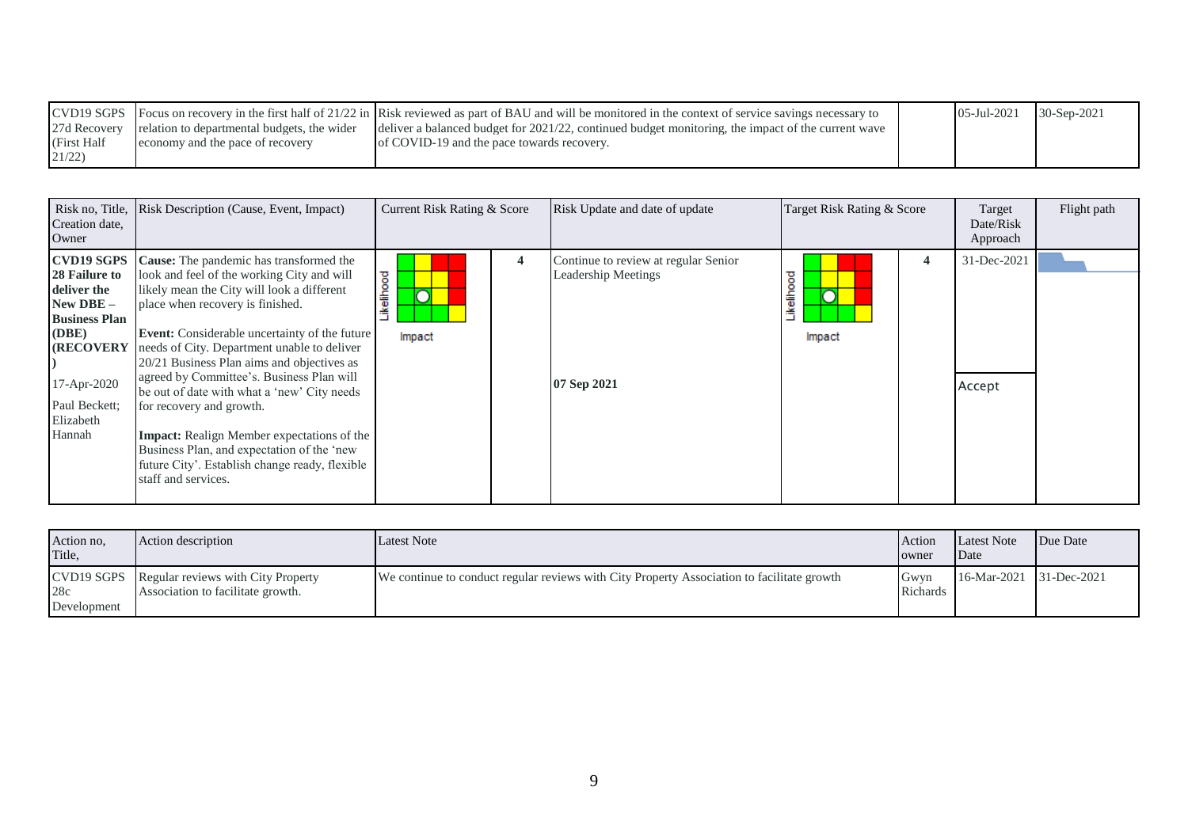| | | | | | |
|---|---|---|---|---|---|
| CVD19 SGPS 27d Recovery (First Half 21/22) | Focus on recovery in the first half of 21/22 in relation to departmental budgets, the wider economy and the pace of recovery | Risk reviewed as part of BAU and will be monitored in the context of service savings necessary to deliver a balanced budget for 2021/22, continued budget monitoring, the impact of the current wave of COVID-19 and the pace towards recovery. | | 05-Jul-2021 | 30-Sep-2021 |

| Risk no, Title, Creation date, Owner | Risk Description (Cause, Event, Impact) | Current Risk Rating & Score | | Risk Update and date of update | Target Risk Rating & Score | | Target Date/Risk Approach | Flight path |
|---|---|---|---|---|---|---|---|---|
| **CVD19 SGPS 28 Failure to deliver the New DBE – Business Plan (DBE) (RECOVERY)**<br><br>17-Apr-2020<br><br>Paul Beckett; Elizabeth Hannah | **Cause:** The pandemic has transformed the look and feel of the working City and will likely mean the City will look a different place when recovery is finished.<br><br>**Event:** Considerable uncertainty of the future needs of City. Department unable to deliver 20/21 Business Plan aims and objectives as agreed by Committee's. Business Plan will be out of date with what a 'new' City needs for recovery and growth.<br><br>**Impact:** Realign Member expectations of the Business Plan, and expectation of the 'new future City'. Establish change ready, flexible staff and services. | Likelihood<br>Impact | 4 | Continue to review at regular Senior Leadership Meetings<br><br>**07 Sep 2021** | Likelihood<br>Impact | 4 | 31-Dec-2021<br><br>Accept | |

| Action no, Title, | Action description | Latest Note | Action owner | Latest Note Date | Due Date |
|---|---|---|---|---|---|
| CVD19 SGPS 28c Development | Regular reviews with City Property Association to facilitate growth. | We continue to conduct regular reviews with City Property Association to facilitate growth | Gwyn Richards | 16-Mar-2021 | 31-Dec-2021 |